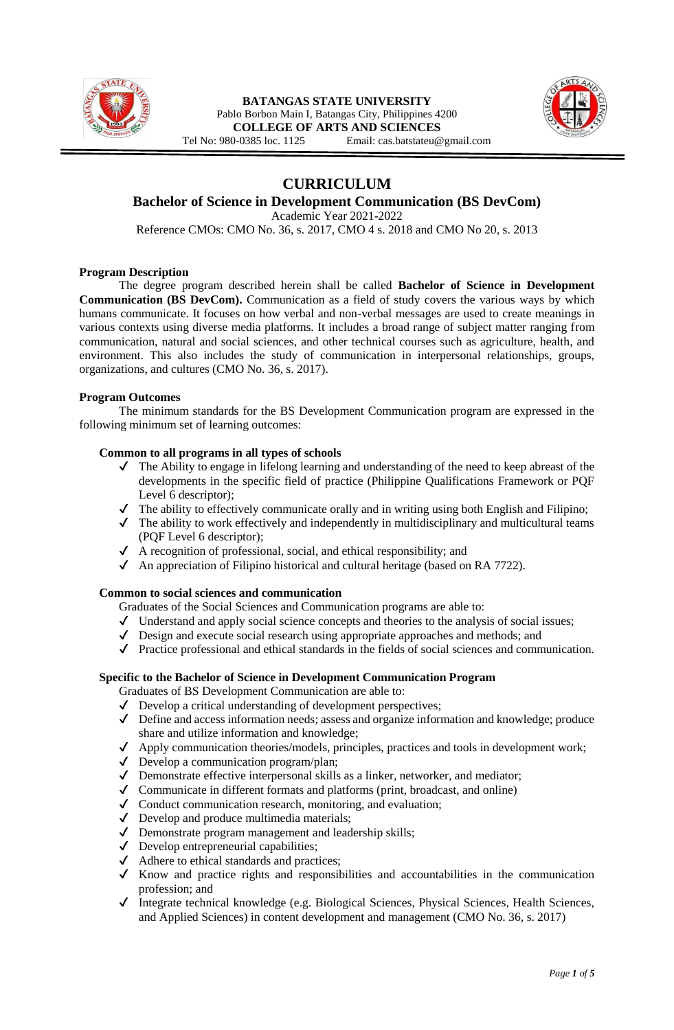**BATANGAS STATE UNIVERSITY**
Pablo Borbon Main I, Batangas City, Philippines 4200
**COLLEGE OF ARTS AND SCIENCES**
Tel No: 980-0385 loc. 1125 Email: cas.batstateu@gmail.com

# CURRICULUM

## Bachelor of Science in Development Communication (BS DevCom)

Academic Year 2021-2022

Reference CMOs: CMO No. 36, s. 2017, CMO 4 s. 2018 and CMO No 20, s. 2013

### Program Description

The degree program described herein shall be called **Bachelor of Science in Development Communication (BS DevCom).** Communication as a field of study covers the various ways by which humans communicate. It focuses on how verbal and non-verbal messages are used to create meanings in various contexts using diverse media platforms. It includes a broad range of subject matter ranging from communication, natural and social sciences, and other technical courses such as agriculture, health, and environment. This also includes the study of communication in interpersonal relationships, groups, organizations, and cultures (CMO No. 36, s. 2017).

### Program Outcomes

The minimum standards for the BS Development Communication program are expressed in the following minimum set of learning outcomes:

**Common to all programs in all types of schools**

- ✓ The Ability to engage in lifelong learning and understanding of the need to keep abreast of the developments in the specific field of practice (Philippine Qualifications Framework or PQF Level 6 descriptor);
- ✓ The ability to effectively communicate orally and in writing using both English and Filipino;
- ✓ The ability to work effectively and independently in multidisciplinary and multicultural teams (PQF Level 6 descriptor);
- ✓ A recognition of professional, social, and ethical responsibility; and
- ✓ An appreciation of Filipino historical and cultural heritage (based on RA 7722).

**Common to social sciences and communication**

Graduates of the Social Sciences and Communication programs are able to:

- ✓ Understand and apply social science concepts and theories to the analysis of social issues;
- ✓ Design and execute social research using appropriate approaches and methods; and
- ✓ Practice professional and ethical standards in the fields of social sciences and communication.

**Specific to the Bachelor of Science in Development Communication Program**

Graduates of BS Development Communication are able to:

- ✓ Develop a critical understanding of development perspectives;
- ✓ Define and access information needs; assess and organize information and knowledge; produce share and utilize information and knowledge;
- ✓ Apply communication theories/models, principles, practices and tools in development work;
- ✓ Develop a communication program/plan;
- ✓ Demonstrate effective interpersonal skills as a linker, networker, and mediator;
- ✓ Communicate in different formats and platforms (print, broadcast, and online)
- ✓ Conduct communication research, monitoring, and evaluation;
- ✓ Develop and produce multimedia materials;
- ✓ Demonstrate program management and leadership skills;
- ✓ Develop entrepreneurial capabilities;
- ✓ Adhere to ethical standards and practices;
- ✓ Know and practice rights and responsibilities and accountabilities in the communication profession; and
- ✓ Integrate technical knowledge (e.g. Biological Sciences, Physical Sciences, Health Sciences, and Applied Sciences) in content development and management (CMO No. 36, s. 2017)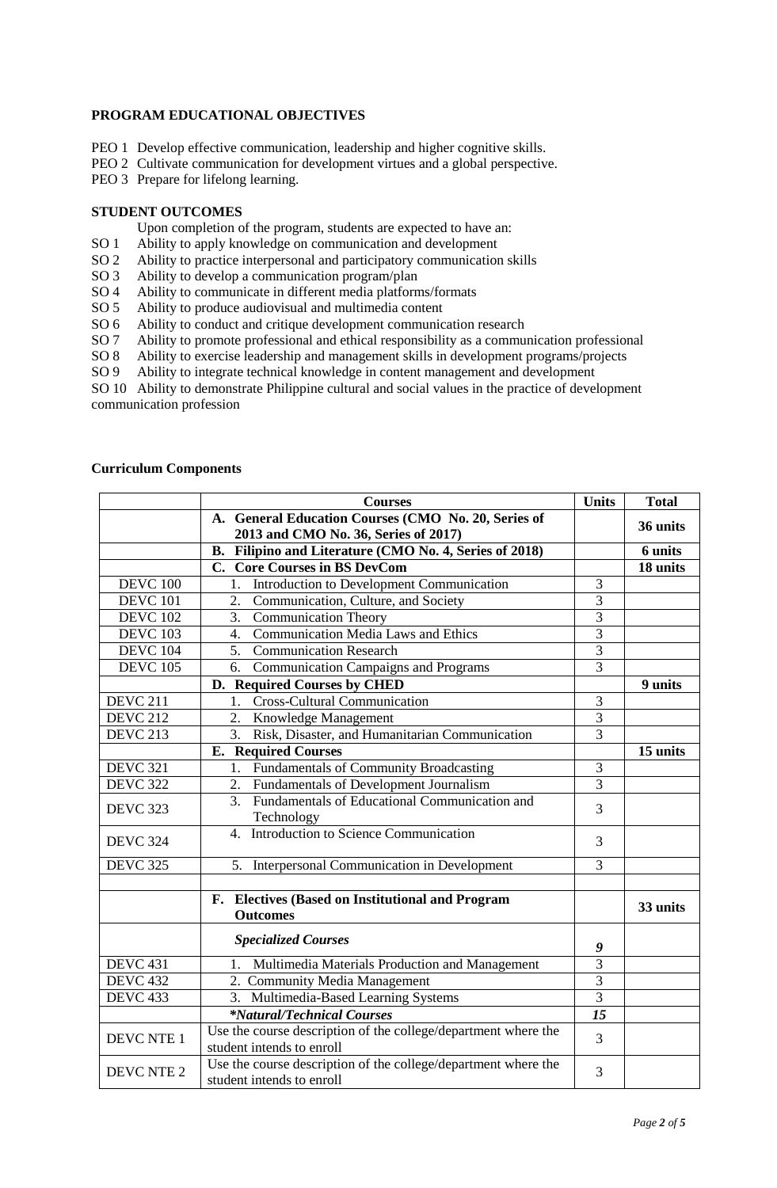**PROGRAM EDUCATIONAL OBJECTIVES**

PEO 1 Develop effective communication, leadership and higher cognitive skills.
PEO 2 Cultivate communication for development virtues and a global perspective.
PEO 3 Prepare for lifelong learning.

**STUDENT OUTCOMES**

Upon completion of the program, students are expected to have an:

SO 1 Ability to apply knowledge on communication and development
SO 2 Ability to practice interpersonal and participatory communication skills
SO 3 Ability to develop a communication program/plan
SO 4 Ability to communicate in different media platforms/formats
SO 5 Ability to produce audiovisual and multimedia content
SO 6 Ability to conduct and critique development communication research
SO 7 Ability to promote professional and ethical responsibility as a communication professional
SO 8 Ability to exercise leadership and management skills in development programs/projects
SO 9 Ability to integrate technical knowledge in content management and development
SO 10 Ability to demonstrate Philippine cultural and social values in the practice of development communication profession

**Curriculum Components**

| | Courses | Units | Total |
|---|---|---|---|
| | **A. General Education Courses (CMO No. 20, Series of 2013 and CMO No. 36, Series of 2017)** | | **36 units** |
| | **B. Filipino and Literature (CMO No. 4, Series of 2018)** | | **6 units** |
| | **C. Core Courses in BS DevCom** | | **18 units** |
| DEVC 100 | 1. Introduction to Development Communication | 3 | |
| DEVC 101 | 2. Communication, Culture, and Society | 3 | |
| DEVC 102 | 3. Communication Theory | 3 | |
| DEVC 103 | 4. Communication Media Laws and Ethics | 3 | |
| DEVC 104 | 5. Communication Research | 3 | |
| DEVC 105 | 6. Communication Campaigns and Programs | 3 | |
| | **D. Required Courses by CHED** | | **9 units** |
| DEVC 211 | 1. Cross-Cultural Communication | 3 | |
| DEVC 212 | 2. Knowledge Management | 3 | |
| DEVC 213 | 3. Risk, Disaster, and Humanitarian Communication | 3 | |
| | **E. Required Courses** | | **15 units** |
| DEVC 321 | 1. Fundamentals of Community Broadcasting | 3 | |
| DEVC 322 | 2. Fundamentals of Development Journalism | 3 | |
| DEVC 323 | 3. Fundamentals of Educational Communication and Technology | 3 | |
| DEVC 324 | 4. Introduction to Science Communication | 3 | |
| DEVC 325 | 5. Interpersonal Communication in Development | 3 | |
| | | | |
| | **F. Electives (Based on Institutional and Program Outcomes** | | **33 units** |
| | ***Specialized Courses*** | ***9*** | |
| DEVC 431 | 1. Multimedia Materials Production and Management | 3 | |
| DEVC 432 | 2. Community Media Management | 3 | |
| DEVC 433 | 3. Multimedia-Based Learning Systems | 3 | |
| | ***\*Natural/Technical Courses*** | ***15*** | |
| DEVC NTE 1 | Use the course description of the college/department where the student intends to enroll | 3 | |
| DEVC NTE 2 | Use the course description of the college/department where the student intends to enroll | 3 | |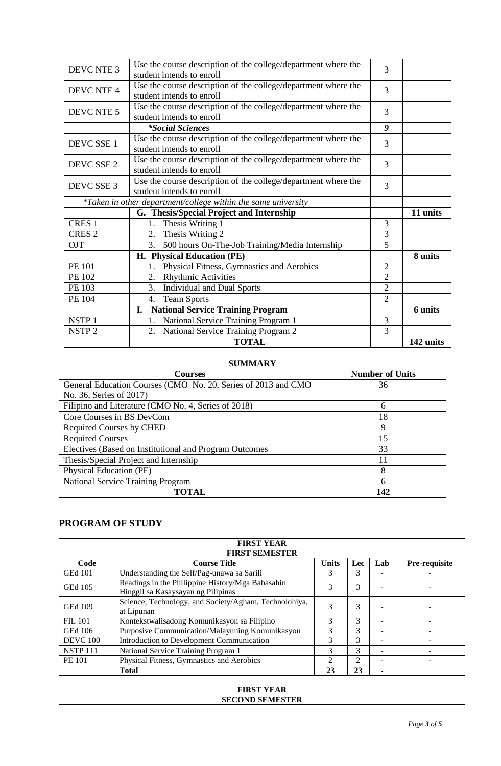| | | | |
|---|---|---|---|
| DEVC NTE 3 | Use the course description of the college/department where the student intends to enroll | 3 | |
| DEVC NTE 4 | Use the course description of the college/department where the student intends to enroll | 3 | |
| DEVC NTE 5 | Use the course description of the college/department where the student intends to enroll | 3 | |
| | ***Social Sciences** | ***9*** | |
| DEVC SSE 1 | Use the course description of the college/department where the student intends to enroll | 3 | |
| DEVC SSE 2 | Use the course description of the college/department where the student intends to enroll | 3 | |
| DEVC SSE 3 | Use the course description of the college/department where the student intends to enroll | 3 | |
| *\*Taken in other department/college within the same university* | | | |
| | **G. Thesis/Special Project and Internship** | | **11 units** |
| CRES 1 | 1. Thesis Writing 1 | 3 | |
| CRES 2 | 2. Thesis Writing 2 | 3 | |
| OJT | 3. 500 hours On-The-Job Training/Media Internship | 5 | |
| | **H. Physical Education (PE)** | | **8 units** |
| PE 101 | 1. Physical Fitness, Gymnastics and Aerobics | 2 | |
| PE 102 | 2. Rhythmic Activities | 2 | |
| PE 103 | 3. Individual and Dual Sports | 2 | |
| PE 104 | 4. Team Sports | 2 | |
| | **I. National Service Training Program** | | **6 units** |
| NSTP 1 | 1. National Service Training Program 1 | 3 | |
| NSTP 2 | 2. National Service Training Program 2 | 3 | |
| | **TOTAL** | | **142 units** |

| **SUMMARY** | |
|---|---|
| **Courses** | **Number of Units** |
| General Education Courses (CMO No. 20, Series of 2013 and CMO No. 36, Series of 2017) | 36 |
| Filipino and Literature (CMO No. 4, Series of 2018) | 6 |
| Core Courses in BS DevCom | 18 |
| Required Courses by CHED | 9 |
| Required Courses | 15 |
| Electives (Based on Institutional and Program Outcomes | 33 |
| Thesis/Special Project and Internship | 11 |
| Physical Education (PE) | 8 |
| National Service Training Program | 6 |
| **TOTAL** | **142** |

## PROGRAM OF STUDY

| **FIRST YEAR** | | | | | |
|---|---|---|---|---|---|
| **FIRST SEMESTER** | | | | | |
| **Code** | **Course Title** | **Units** | **Lec** | **Lab** | **Pre-requisite** |
| GEd 101 | Understanding the Self/Pag-unawa sa Sarili | 3 | 3 | - | - |
| GEd 105 | Readings in the Philippine History/Mga Babasahin Hinggil sa Kasaysayan ng Pilipinas | 3 | 3 | - | - |
| GEd 109 | Science, Technology, and Society/Agham, Technolohiya, at Lipunan | 3 | 3 | - | - |
| FIL 101 | Kontekstwalisadong Komunikasyon sa Filipino | 3 | 3 | - | - |
| GEd 106 | Purposive Communication/Malayuning Komunikasyon | 3 | 3 | - | - |
| DEVC 100 | Introduction to Development Communication | 3 | 3 | - | - |
| NSTP 111 | National Service Training Program 1 | 3 | 3 | - | - |
| PE 101 | Physical Fitness, Gymnastics and Aerobics | 2 | 2 | - | - |
| | **Total** | **23** | **23** | **-** | |

| **FIRST YEAR** |
|---|
| **SECOND SEMESTER** |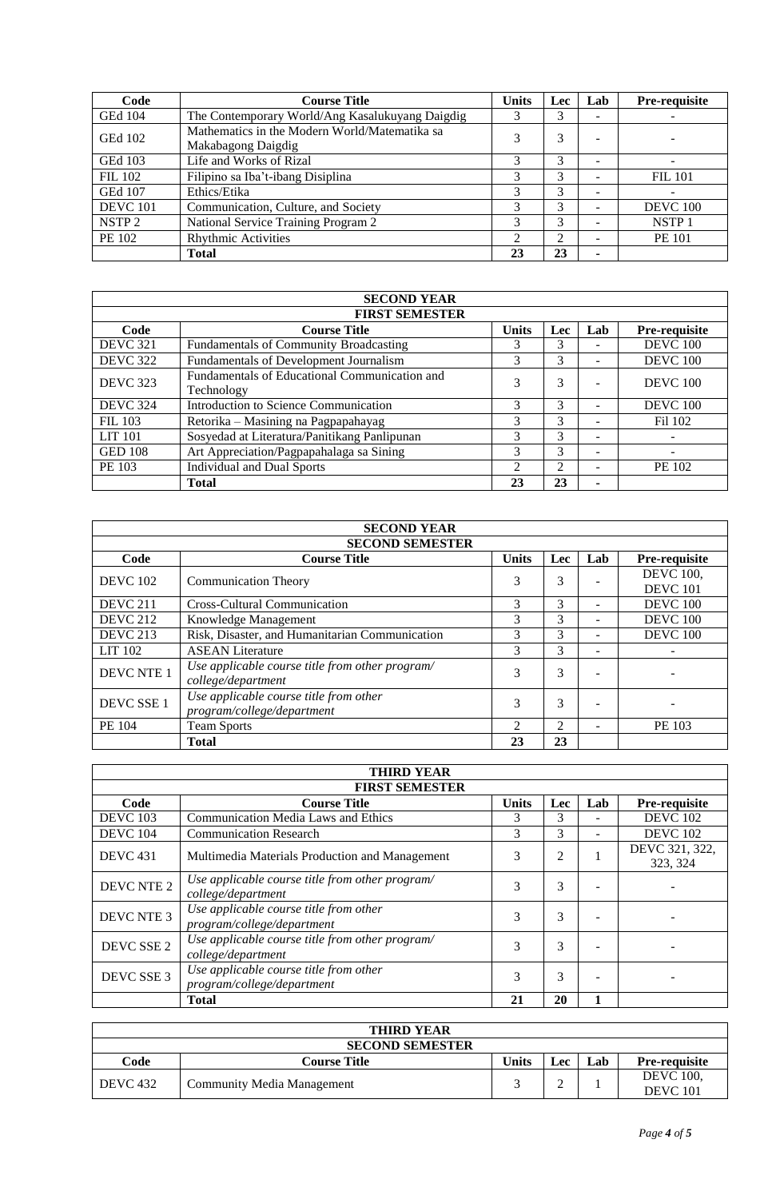| Code | Course Title | Units | Lec | Lab | Pre-requisite |
|---|---|---|---|---|---|
| GEd 104 | The Contemporary World/Ang Kasalukuyang Daigdig | 3 | 3 | - | - |
| GEd 102 | Mathematics in the Modern World/Matematika sa Makabagong Daigdig | 3 | 3 | - | - |
| GEd 103 | Life and Works of Rizal | 3 | 3 | - | - |
| FIL 102 | Filipino sa Iba't-ibang Disiplina | 3 | 3 | - | FIL 101 |
| GEd 107 | Ethics/Etika | 3 | 3 | - | - |
| DEVC 101 | Communication, Culture, and Society | 3 | 3 | - | DEVC 100 |
| NSTP 2 | National Service Training Program 2 | 3 | 3 | - | NSTP 1 |
| PE 102 | Rhythmic Activities | 2 | 2 | - | PE 101 |
| | **Total** | **23** | **23** | **-** | |

| SECOND YEAR | | | | | |
|---|---|---|---|---|---|
| **FIRST SEMESTER** | | | | | |
| **Code** | **Course Title** | **Units** | **Lec** | **Lab** | **Pre-requisite** |
| DEVC 321 | Fundamentals of Community Broadcasting | 3 | 3 | - | DEVC 100 |
| DEVC 322 | Fundamentals of Development Journalism | 3 | 3 | - | DEVC 100 |
| DEVC 323 | Fundamentals of Educational Communication and Technology | 3 | 3 | - | DEVC 100 |
| DEVC 324 | Introduction to Science Communication | 3 | 3 | - | DEVC 100 |
| FIL 103 | Retorika – Masining na Pagpapahayag | 3 | 3 | - | Fil 102 |
| LIT 101 | Sosyedad at Literatura/Panitikang Panlipunan | 3 | 3 | - | - |
| GED 108 | Art Appreciation/Pagpapahalaga sa Sining | 3 | 3 | - | - |
| PE 103 | Individual and Dual Sports | 2 | 2 | - | PE 102 |
| | **Total** | **23** | **23** | **-** | |

| SECOND YEAR | | | | | |
|---|---|---|---|---|---|
| **SECOND SEMESTER** | | | | | |
| **Code** | **Course Title** | **Units** | **Lec** | **Lab** | **Pre-requisite** |
| DEVC 102 | Communication Theory | 3 | 3 | - | DEVC 100, DEVC 101 |
| DEVC 211 | Cross-Cultural Communication | 3 | 3 | - | DEVC 100 |
| DEVC 212 | Knowledge Management | 3 | 3 | - | DEVC 100 |
| DEVC 213 | Risk, Disaster, and Humanitarian Communication | 3 | 3 | - | DEVC 100 |
| LIT 102 | ASEAN Literature | 3 | 3 | - | - |
| DEVC NTE 1 | *Use applicable course title from other program/ college/department* | 3 | 3 | - | - |
| DEVC SSE 1 | *Use applicable course title from other program/college/department* | 3 | 3 | - | - |
| PE 104 | Team Sports | 2 | 2 | - | PE 103 |
| | **Total** | **23** | **23** | | |

| THIRD YEAR | | | | | |
|---|---|---|---|---|---|
| **FIRST SEMESTER** | | | | | |
| **Code** | **Course Title** | **Units** | **Lec** | **Lab** | **Pre-requisite** |
| DEVC 103 | Communication Media Laws and Ethics | 3 | 3 | - | DEVC 102 |
| DEVC 104 | Communication Research | 3 | 3 | - | DEVC 102 |
| DEVC 431 | Multimedia Materials Production and Management | 3 | 2 | 1 | DEVC 321, 322, 323, 324 |
| DEVC NTE 2 | *Use applicable course title from other program/ college/department* | 3 | 3 | - | - |
| DEVC NTE 3 | *Use applicable course title from other program/college/department* | 3 | 3 | - | - |
| DEVC SSE 2 | *Use applicable course title from other program/ college/department* | 3 | 3 | - | - |
| DEVC SSE 3 | *Use applicable course title from other program/college/department* | 3 | 3 | - | - |
| | **Total** | **21** | **20** | **1** | |

| THIRD YEAR | | | | | |
|---|---|---|---|---|---|
| **SECOND SEMESTER** | | | | | |
| **Code** | **Course Title** | **Units** | **Lec** | **Lab** | **Pre-requisite** |
| DEVC 432 | Community Media Management | 3 | 2 | 1 | DEVC 100, DEVC 101 |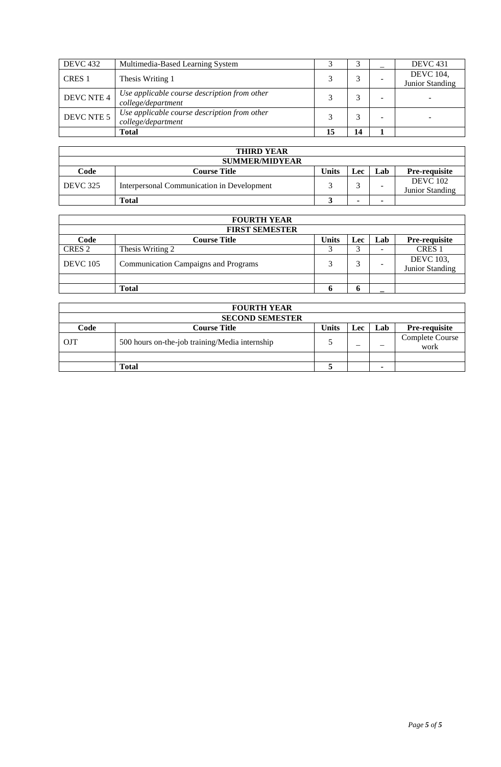| | | | | | |
|---|---|---|---|---|---|
| DEVC 432 | Multimedia-Based Learning System | 3 | 3 | _ | DEVC 431 |
| CRES 1 | Thesis Writing 1 | 3 | 3 | - | DEVC 104, Junior Standing |
| DEVC NTE 4 | *Use applicable course description from other college/department* | 3 | 3 | - | - |
| DEVC NTE 5 | *Use applicable course description from other college/department* | 3 | 3 | - | - |
| | **Total** | **15** | **14** | **1** | |

| THIRD YEAR | | | | | |
|---|---|---|---|---|---|
| **SUMMER/MIDYEAR** | | | | | |
| **Code** | **Course Title** | **Units** | **Lec** | **Lab** | **Pre-requisite** |
| DEVC 325 | Interpersonal Communication in Development | 3 | 3 | - | DEVC 102 Junior Standing |
| | **Total** | **3** | **-** | **-** | |

| FOURTH YEAR | | | | | |
|---|---|---|---|---|---|
| **FIRST SEMESTER** | | | | | |
| **Code** | **Course Title** | **Units** | **Lec** | **Lab** | **Pre-requisite** |
| CRES 2 | Thesis Writing 2 | 3 | 3 | - | CRES 1 |
| DEVC 105 | Communication Campaigns and Programs | 3 | 3 | - | DEVC 103, Junior Standing |
| | | | | | |
| | **Total** | **6** | **6** | **_** | |

| FOURTH YEAR | | | | | |
|---|---|---|---|---|---|
| **SECOND SEMESTER** | | | | | |
| **Code** | **Course Title** | **Units** | **Lec** | **Lab** | **Pre-requisite** |
| OJT | 500 hours on-the-job training/Media internship | 5 | – | – | Complete Course work |
| | | | | | |
| | **Total** | **5** | | **-** | |